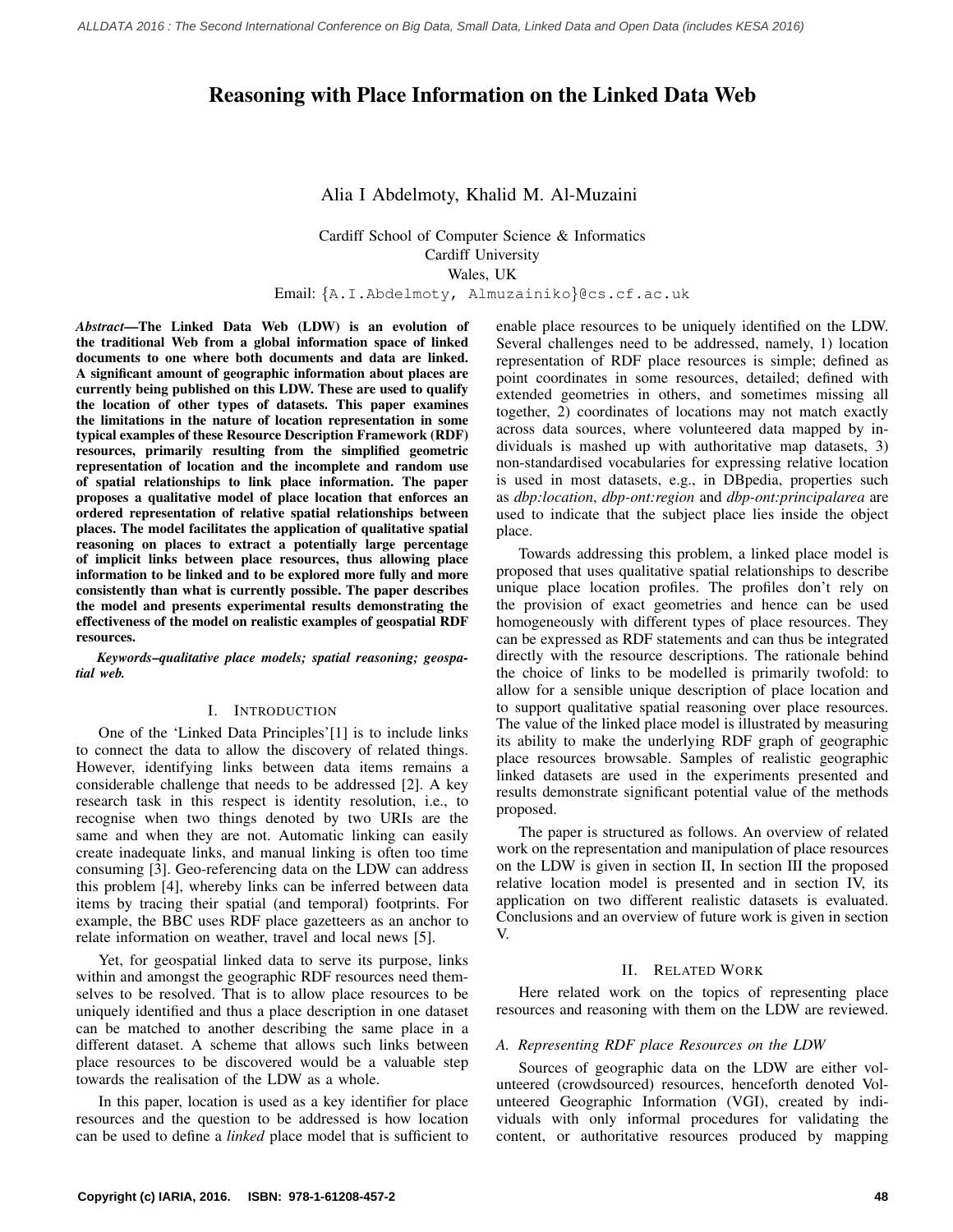# Reasoning with Place Information on the Linked Data Web

Alia I Abdelmoty, Khalid M. Al-Muzaini

Cardiff School of Computer Science & Informatics
Cardiff University
Wales, UK
Email: {A.I.Abdelmoty, Almuzainiko}@cs.cf.ac.uk

***Abstract*—The Linked Data Web (LDW) is an evolution of the traditional Web from a global information space of linked documents to one where both documents and data are linked. A significant amount of geographic information about places are currently being published on this LDW. These are used to qualify the location of other types of datasets. This paper examines the limitations in the nature of location representation in some typical examples of these Resource Description Framework (RDF) resources, primarily resulting from the simplified geometric representation of location and the incomplete and random use of spatial relationships to link place information. The paper proposes a qualitative model of place location that enforces an ordered representation of relative spatial relationships between places. The model facilitates the application of qualitative spatial reasoning on places to extract a potentially large percentage of implicit links between place resources, thus allowing place information to be linked and to be explored more fully and more consistently than what is currently possible. The paper describes the model and presents experimental results demonstrating the effectiveness of the model on realistic examples of geospatial RDF resources.**

***Keywords*–*qualitative place models; spatial reasoning; geospatial web.***

## I. Introduction

One of the 'Linked Data Principles'[1] is to include links to connect the data to allow the discovery of related things. However, identifying links between data items remains a considerable challenge that needs to be addressed [2]. A key research task in this respect is identity resolution, i.e., to recognise when two things denoted by two URIs are the same and when they are not. Automatic linking can easily create inadequate links, and manual linking is often too time consuming [3]. Geo-referencing data on the LDW can address this problem [4], whereby links can be inferred between data items by tracing their spatial (and temporal) footprints. For example, the BBC uses RDF place gazetteers as an anchor to relate information on weather, travel and local news [5].

Yet, for geospatial linked data to serve its purpose, links within and amongst the geographic RDF resources need themselves to be resolved. That is to allow place resources to be uniquely identified and thus a place description in one dataset can be matched to another describing the same place in a different dataset. A scheme that allows such links between place resources to be discovered would be a valuable step towards the realisation of the LDW as a whole.

In this paper, location is used as a key identifier for place resources and the question to be addressed is how location can be used to define a *linked* place model that is sufficient to enable place resources to be uniquely identified on the LDW. Several challenges need to be addressed, namely, 1) location representation of RDF place resources is simple; defined as point coordinates in some resources, detailed; defined with extended geometries in others, and sometimes missing all together, 2) coordinates of locations may not match exactly across data sources, where volunteered data mapped by individuals is mashed up with authoritative map datasets, 3) non-standardised vocabularies for expressing relative location is used in most datasets, e.g., in DBpedia, properties such as *dbp:location*, *dbp-ont:region* and *dbp-ont:principalarea* are used to indicate that the subject place lies inside the object place.

Towards addressing this problem, a linked place model is proposed that uses qualitative spatial relationships to describe unique place location profiles. The profiles don't rely on the provision of exact geometries and hence can be used homogeneously with different types of place resources. They can be expressed as RDF statements and can thus be integrated directly with the resource descriptions. The rationale behind the choice of links to be modelled is primarily twofold: to allow for a sensible unique description of place location and to support qualitative spatial reasoning over place resources. The value of the linked place model is illustrated by measuring its ability to make the underlying RDF graph of geographic place resources browsable. Samples of realistic geographic linked datasets are used in the experiments presented and results demonstrate significant potential value of the methods proposed.

The paper is structured as follows. An overview of related work on the representation and manipulation of place resources on the LDW is given in section II, In section III the proposed relative location model is presented and in section IV, its application on two different realistic datasets is evaluated. Conclusions and an overview of future work is given in section V.

## II. Related Work

Here related work on the topics of representing place resources and reasoning with them on the LDW are reviewed.

### *A. Representing RDF place Resources on the LDW*

Sources of geographic data on the LDW are either volunteered (crowdsourced) resources, henceforth denoted Volunteered Geographic Information (VGI), created by individuals with only informal procedures for validating the content, or authoritative resources produced by mapping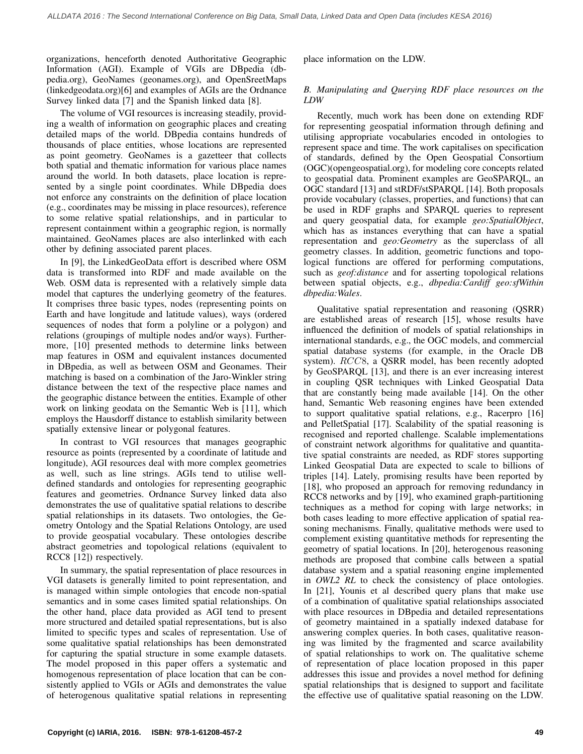organizations, henceforth denoted Authoritative Geographic Information (AGI). Example of VGIs are DBpedia (dbpedia.org), GeoNames (geonames.org), and OpenSreetMaps (linkedgeodata.org)[6] and examples of AGIs are the Ordnance Survey linked data [7] and the Spanish linked data [8].

The volume of VGI resources is increasing steadily, providing a wealth of information on geographic places and creating detailed maps of the world. DBpedia contains hundreds of thousands of place entities, whose locations are represented as point geometry. GeoNames is a gazetteer that collects both spatial and thematic information for various place names around the world. In both datasets, place location is represented by a single point coordinates. While DBpedia does not enforce any constraints on the definition of place location (e.g., coordinates may be missing in place resources), reference to some relative spatial relationships, and in particular to represent containment within a geographic region, is normally maintained. GeoNames places are also interlinked with each other by defining associated parent places.

In [9], the LinkedGeoData effort is described where OSM data is transformed into RDF and made available on the Web. OSM data is represented with a relatively simple data model that captures the underlying geometry of the features. It comprises three basic types, nodes (representing points on Earth and have longitude and latitude values), ways (ordered sequences of nodes that form a polyline or a polygon) and relations (groupings of multiple nodes and/or ways). Furthermore, [10] presented methods to determine links between map features in OSM and equivalent instances documented in DBpedia, as well as between OSM and Geonames. Their matching is based on a combination of the Jaro-Winkler string distance between the text of the respective place names and the geographic distance between the entities. Example of other work on linking geodata on the Semantic Web is [11], which employs the Hausdorff distance to establish similarity between spatially extensive linear or polygonal features.

In contrast to VGI resources that manages geographic resource as points (represented by a coordinate of latitude and longitude), AGI resources deal with more complex geometries as well, such as line strings. AGIs tend to utilise well-defined standards and ontologies for representing geographic features and geometries. Ordnance Survey linked data also demonstrates the use of qualitative spatial relations to describe spatial relationships in its datasets. Two ontologies, the Geometry Ontology and the Spatial Relations Ontology, are used to provide geospatial vocabulary. These ontologies describe abstract geometries and topological relations (equivalent to RCC8 [12]) respectively.

In summary, the spatial representation of place resources in VGI datasets is generally limited to point representation, and is managed within simple ontologies that encode non-spatial semantics and in some cases limited spatial relationships. On the other hand, place data provided as AGI tend to present more structured and detailed spatial representations, but is also limited to specific types and scales of representation. Use of some qualitative spatial relationships has been demonstrated for capturing the spatial structure in some example datasets. The model proposed in this paper offers a systematic and homogenous representation of place location that can be consistently applied to VGIs or AGIs and demonstrates the value of heterogenous qualitative spatial relations in representing place information on the LDW.

### B. Manipulating and Querying RDF place resources on the LDW

Recently, much work has been done on extending RDF for representing geospatial information through defining and utilising appropriate vocabularies encoded in ontologies to represent space and time. The work capitalises on specification of standards, defined by the Open Geospatial Consortium (OGC)(opengeospatial.org), for modeling core concepts related to geospatial data. Prominent examples are GeoSPARQL, an OGC standard [13] and stRDF/stSPARQL [14]. Both proposals provide vocabulary (classes, properties, and functions) that can be used in RDF graphs and SPARQL queries to represent and query geospatial data, for example *geo:SpatialObject*, which has as instances everything that can have a spatial representation and *geo:Geometry* as the superclass of all geometry classes. In addition, geometric functions and topological functions are offered for performing computations, such as *geof:distance* and for asserting topological relations between spatial objects, e.g., *dbpedia:Cardiff geo:sfWithin dbpedia:Wales*.

Qualitative spatial representation and reasoning (QSRR) are established areas of research [15], whose results have influenced the definition of models of spatial relationships in international standards, e.g., the OGC models, and commercial spatial database systems (for example, in the Oracle DB system). $RCC8$, a QSRR model, has been recently adopted by GeoSPARQL [13], and there is an ever increasing interest in coupling QSR techniques with Linked Geospatial Data that are constantly being made available [14]. On the other hand, Semantic Web reasoning engines have been extended to support qualitative spatial relations, e.g., Racerpro [16] and PelletSpatial [17]. Scalability of the spatial reasoning is recognised and reported challenge. Scalable implementations of constraint network algorithms for qualitative and quantitative spatial constraints are needed, as RDF stores supporting Linked Geospatial Data are expected to scale to billions of triples [14]. Lately, promising results have been reported by [18], who proposed an approach for removing redundancy in RCC8 networks and by [19], who examined graph-partitioning techniques as a method for coping with large networks; in both cases leading to more effective application of spatial reasoning mechanisms. Finally, qualitative methods were used to complement existing quantitative methods for representing the geometry of spatial locations. In [20], heterogenous reasoning methods are proposed that combine calls between a spatial database system and a spatial reasoning engine implemented in *OWL2 RL* to check the consistency of place ontologies. In [21], Younis et al described query plans that make use of a combination of qualitative spatial relationships associated with place resources in DBpedia and detailed representations of geometry maintained in a spatially indexed database for answering complex queries. In both cases, qualitative reasoning was limited by the fragmented and scarce availability of spatial relationships to work on. The qualitative scheme of representation of place location proposed in this paper addresses this issue and provides a novel method for defining spatial relationships that is designed to support and facilitate the effective use of qualitative spatial reasoning on the LDW.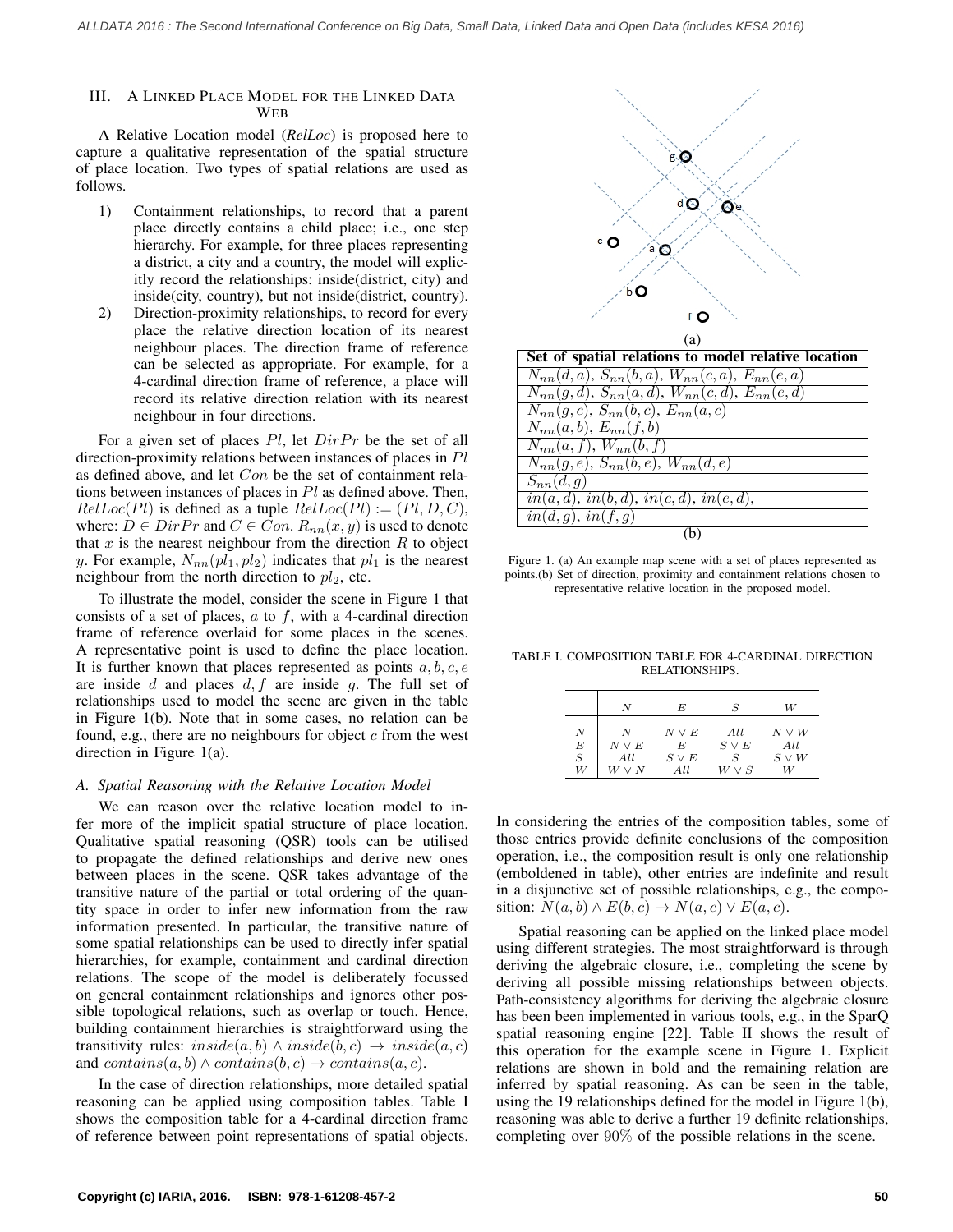### III. A Linked Place Model for the Linked Data Web

A Relative Location model (*RelLoc*) is proposed here to capture a qualitative representation of the spatial structure of place location. Two types of spatial relations are used as follows.

1) Containment relationships, to record that a parent place directly contains a child place; i.e., one step hierarchy. For example, for three places representing a district, a city and a country, the model will explicitly record the relationships: inside(district, city) and inside(city, country), but not inside(district, country).
2) Direction-proximity relationships, to record for every place the relative direction location of its nearest neighbour places. The direction frame of reference can be selected as appropriate. For example, for a 4-cardinal direction frame of reference, a place will record its relative direction relation with its nearest neighbour in four directions.

For a given set of places $Pl$, let $DirPr$ be the set of all direction-proximity relations between instances of places in $Pl$ as defined above, and let $Con$ be the set of containment relations between instances of places in $Pl$ as defined above. Then, $RelLoc(Pl)$ is defined as a tuple $RelLoc(Pl) := (Pl, D, C)$, where: $D \in DirPr$ and $C \in Con$. $R_{nn}(x, y)$ is used to denote that $x$ is the nearest neighbour from the direction $R$ to object $y$. For example, $N_{nn}(pl_1, pl_2)$ indicates that $pl_1$ is the nearest neighbour from the north direction to $pl_2$, etc.

To illustrate the model, consider the scene in Figure 1 that consists of a set of places, $a$ to $f$, with a 4-cardinal direction frame of reference overlaid for some places in the scenes. A representative point is used to define the place location. It is further known that places represented as points $a, b, c, e$ are inside $d$ and places $d, f$ are inside $g$. The full set of relationships used to model the scene are given in the table in Figure 1(b). Note that in some cases, no relation can be found, e.g., there are no neighbours for object $c$ from the west direction in Figure 1(a).

(a)

| Set of spatial relations to model relative location |
|---|
| $N_{nn}(d, a)$, $S_{nn}(b, a)$, $W_{nn}(c, a)$, $E_{nn}(e, a)$ |
| $N_{nn}(g, d)$, $S_{nn}(a, d)$, $W_{nn}(c, d)$, $E_{nn}(a, c)$ |
| $N_{nn}(g, c)$, $S_{nn}(b, c)$, $E_{nn}(a, c)$ |
| $N_{nn}(a, b)$, $E_{nn}(f, b)$ |
| $N_{nn}(a, f)$, $W_{nn}(b, f)$ |
| $N_{nn}(g, e)$, $S_{nn}(b, e)$, $W_{nn}(d, e)$ |
| $S_{nn}(d, g)$ |
| $in(a, d)$, $in(b, d)$, $in(c, d)$, $in(e, d)$, |
| $in(d, g)$, $in(f, g)$ |

(b)

Figure 1. (a) An example map scene with a set of places represented as points.(b) Set of direction, proximity and containment relations chosen to representative relative location in the proposed model.

#### A. Spatial Reasoning with the Relative Location Model

We can reason over the relative location model to infer more of the implicit spatial structure of place location. Qualitative spatial reasoning (QSR) tools can be utilised to propagate the defined relationships and derive new ones between places in the scene. QSR takes advantage of the transitive nature of the partial or total ordering of the quantity space in order to infer new information from the raw information presented. In particular, the transitive nature of some spatial relationships can be used to directly infer spatial hierarchies, for example, containment and cardinal direction relations. The scope of the model is deliberately focussed on general containment relationships and ignores other possible topological relations, such as overlap or touch. Hence, building containment hierarchies is straightforward using the transitivity rules: $inside(a, b) \wedge inside(b, c) \rightarrow inside(a, c)$ and $contains(a, b) \wedge contains(b, c) \rightarrow contains(a, c)$.

In the case of direction relationships, more detailed spatial reasoning can be applied using composition tables. Table I shows the composition table for a 4-cardinal direction frame of reference between point representations of spatial objects.

TABLE I. COMPOSITION TABLE FOR 4-CARDINAL DIRECTION RELATIONSHIPS.

| | $N$ | $E$ | $S$ | $W$ |
|---|---|---|---|---|
| $N$ | $N$ | $N \vee E$ | $All$ | $N \vee W$ |
| $E$ | $N \vee E$ | $E$ | $S \vee E$ | $All$ |
| $S$ | $All$ | $S \vee E$ | $S$ | $S \vee W$ |
| $W$ | $W \vee N$ | $All$ | $W \vee S$ | $W$ |

In considering the entries of the composition tables, some of those entries provide definite conclusions of the composition operation, i.e., the composition result is only one relationship (emboldened in table), other entries are indefinite and result in a disjunctive set of possible relationships, e.g., the composition: $N(a, b) \wedge E(b, c) \rightarrow N(a, c) \vee E(a, c)$.

Spatial reasoning can be applied on the linked place model using different strategies. The most straightforward is through deriving the algebraic closure, i.e., completing the scene by deriving all possible missing relationships between objects. Path-consistency algorithms for deriving the algebraic closure has been been implemented in various tools, e.g., in the SparQ spatial reasoning engine [22]. Table II shows the result of this operation for the example scene in Figure 1. Explicit relations are shown in bold and the remaining relation are inferred by spatial reasoning. As can be seen in the table, using the 19 relationships defined for the model in Figure 1(b), reasoning was able to derive a further 19 definite relationships, completing over 90% of the possible relations in the scene.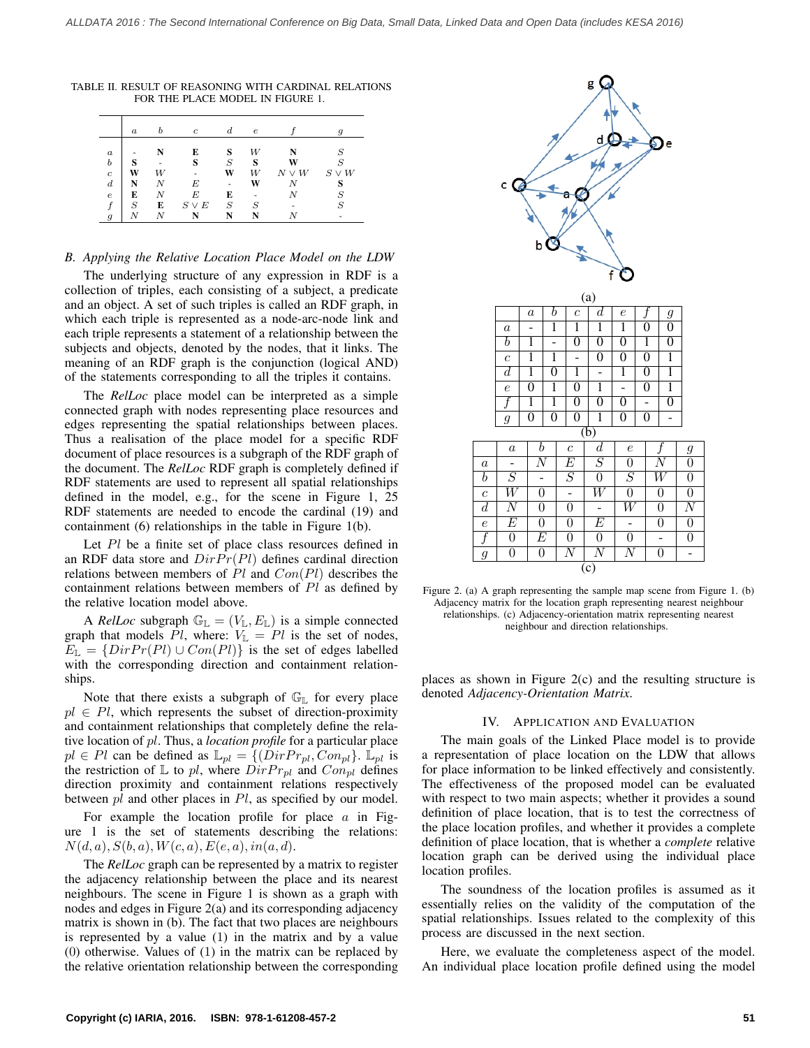TABLE II. RESULT OF REASONING WITH CARDINAL RELATIONS FOR THE PLACE MODEL IN FIGURE 1.

| | $a$ | $b$ | $c$ | $d$ | $e$ | $f$ | $g$ |
|---|---|---|---|---|---|---|---|
| $a$ | - | **N** | **E** | **S** | $W$ | **N** | $S$ |
| $b$ | **S** | - | **S** | $S$ | **S** | **W** | $S$ |
| $c$ | **W** | $W$ | - | **W** | $W$ | $N \vee W$ | $S \vee W$ |
| $d$ | **N** | $N$ | $E$ | - | **W** | $N$ | **S** |
| $e$ | **E** | $N$ | $E$ | **E** | - | $N$ | $S$ |
| $f$ | $S$ | **E** | $S \vee E$ | $S$ | $S$ | - | $S$ |
| $g$ | $N$ | $N$ | **N** | **N** | **N** | $N$ | - |

### B. Applying the Relative Location Place Model on the LDW

The underlying structure of any expression in RDF is a collection of triples, each consisting of a subject, a predicate and an object. A set of such triples is called an RDF graph, in which each triple is represented as a node-arc-node link and each triple represents a statement of a relationship between the subjects and objects, denoted by the nodes, that it links. The meaning of an RDF graph is the conjunction (logical AND) of the statements corresponding to all the triples it contains.

The *RelLoc* place model can be interpreted as a simple connected graph with nodes representing place resources and edges representing the spatial relationships between places. Thus a realisation of the place model for a specific RDF document of place resources is a subgraph of the RDF graph of the document. The *RelLoc* RDF graph is completely defined if RDF statements are used to represent all spatial relationships defined in the model, e.g., for the scene in Figure 1, 25 RDF statements are needed to encode the cardinal (19) and containment (6) relationships in the table in Figure 1(b).

Let $Pl$ be a finite set of place class resources defined in an RDF data store and $DirPr(Pl)$ defines cardinal direction relations between members of $Pl$ and $Con(Pl)$ describes the containment relations between members of $Pl$ as defined by the relative location model above.

A *RelLoc* subgraph $\mathbb{G}_{\mathbb{L}} = (V_{\mathbb{L}}, E_{\mathbb{L}})$ is a simple connected graph that models $Pl$, where: $V_{\mathbb{L}} = Pl$ is the set of nodes, $E_{\mathbb{L}} = \{DirPr(Pl) \cup Con(Pl)\}$ is the set of edges labelled with the corresponding direction and containment relationships.

Note that there exists a subgraph of $\mathbb{G}_{\mathbb{L}}$ for every place $pl \in Pl$, which represents the subset of direction-proximity and containment relationships that completely define the relative location of $pl$. Thus, a *location profile* for a particular place $pl \in Pl$ can be defined as $\mathbb{L}_{pl} = \{(DirPr_{pl}, Con_{pl}\}$. $\mathbb{L}_{pl}$ is the restriction of $\mathbb{L}$ to $pl$, where $DirPr_{pl}$ and $Con_{pl}$ defines direction proximity and containment relations respectively between $pl$ and other places in $Pl$, as specified by our model.

For example the location profile for place $a$ in Figure 1 is the set of statements describing the relations: $N(d, a), S(b, a), W(c, a), E(e, a), in(a, d)$.

The *RelLoc* graph can be represented by a matrix to register the adjacency relationship between the place and its nearest neighbours. The scene in Figure 1 is shown as a graph with nodes and edges in Figure 2(a) and its corresponding adjacency matrix is shown in (b). The fact that two places are neighbours is represented by a value (1) in the matrix and by a value (0) otherwise. Values of (1) in the matrix can be replaced by the relative orientation relationship between the corresponding places as shown in Figure 2(c) and the resulting structure is denoted *Adjacency-Orientation Matrix*.

(a)

| | $a$ | $b$ | $c$ | $d$ | $e$ | $f$ | $g$ |
|---|---|---|---|---|---|---|---|
| $a$ | - | 1 | 1 | 1 | 1 | 0 | 0 |
| $b$ | 1 | - | 0 | 0 | 0 | 1 | 0 |
| $c$ | 1 | 1 | - | 0 | 0 | 0 | 1 |
| $d$ | 1 | 0 | 1 | - | 1 | 0 | 1 |
| $e$ | 0 | 1 | 0 | 1 | - | 0 | 1 |
| $f$ | 1 | 1 | 0 | 0 | 0 | - | 0 |
| $g$ | 0 | 0 | 0 | 1 | 0 | 0 | - |

(b)

| | $a$ | $b$ | $c$ | $d$ | $e$ | $f$ | $g$ |
|---|---|---|---|---|---|---|---|
| $a$ | - | $N$ | $E$ | $S$ | 0 | $N$ | 0 |
| $b$ | $S$ | - | $S$ | 0 | $S$ | $W$ | 0 |
| $c$ | $W$ | 0 | - | $W$ | 0 | 0 | 0 |
| $d$ | $N$ | 0 | 0 | - | $W$ | 0 | $N$ |
| $e$ | $E$ | 0 | 0 | $E$ | - | 0 | 0 |
| $f$ | 0 | $E$ | 0 | 0 | 0 | - | 0 |
| $g$ | 0 | 0 | $N$ | $N$ | $N$ | 0 | - |

(c)

Figure 2. (a) A graph representing the sample map scene from Figure 1. (b) Adjacency matrix for the location graph representing nearest neighbour relationships. (c) Adjacency-orientation matrix representing nearest neighbour and direction relationships.

## IV. Application and Evaluation

The main goals of the Linked Place model is to provide a representation of place location on the LDW that allows for place information to be linked effectively and consistently. The effectiveness of the proposed model can be evaluated with respect to two main aspects; whether it provides a sound definition of place location, that is to test the correctness of the place location profiles, and whether it provides a complete definition of place location, that is whether a *complete* relative location graph can be derived using the individual place location profiles.

The soundness of the location profiles is assumed as it essentially relies on the validity of the computation of the spatial relationships. Issues related to the complexity of this process are discussed in the next section.

Here, we evaluate the completeness aspect of the model. An individual place location profile defined using the model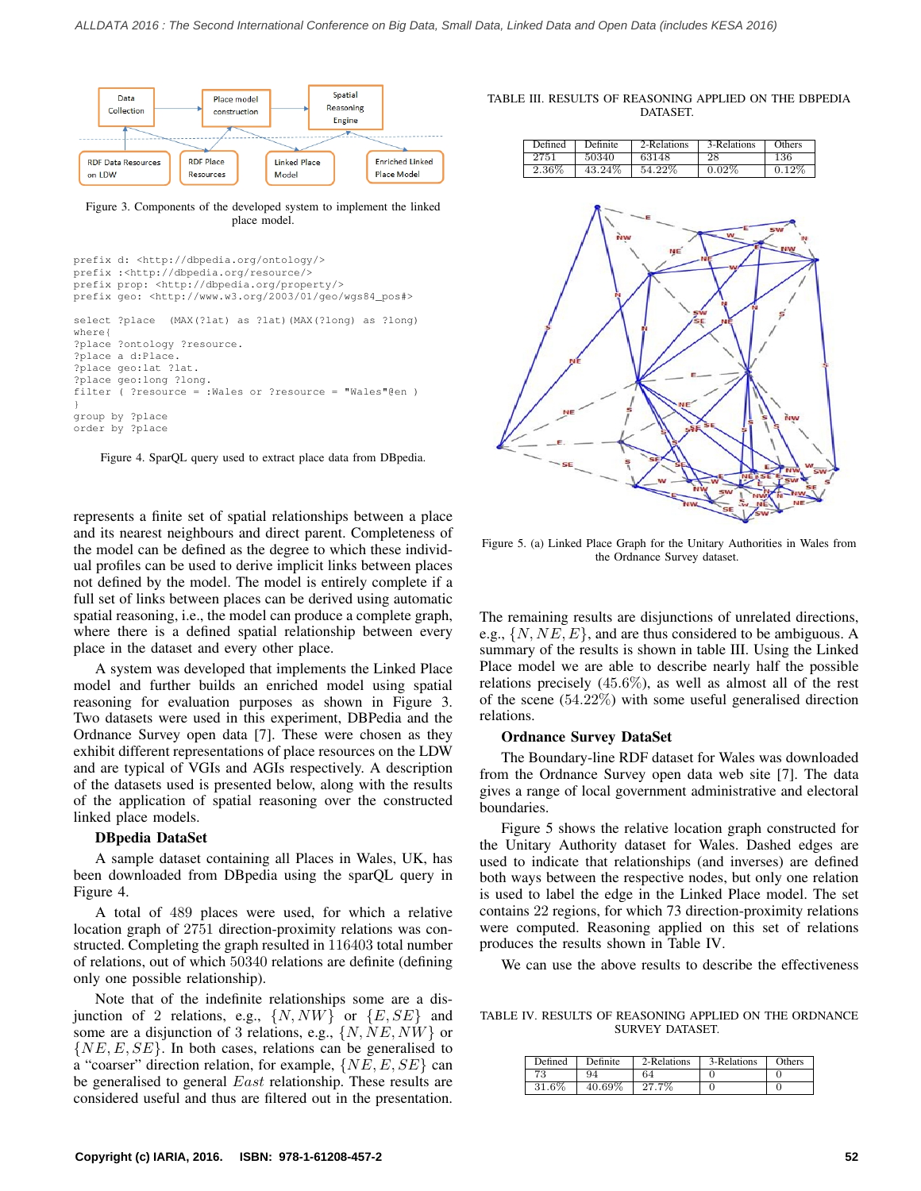Figure 3. Components of the developed system to implement the linked place model.

```
prefix d: <http://dbpedia.org/ontology/>
prefix :<http://dbpedia.org/resource/>
prefix prop: <http://dbpedia.org/property/>
prefix geo: <http://www.w3.org/2003/01/geo/wgs84_pos#>

select ?place  (MAX(?lat) as ?lat)(MAX(?long) as ?long)
where{
?place ?ontology ?resource.
?place a d:Place.
?place geo:lat ?lat.
?place geo:long ?long.
filter ( ?resource = :Wales or ?resource = "Wales"@en )
}
group by ?place
order by ?place
```

Figure 4. SparQL query used to extract place data from DBpedia.

represents a finite set of spatial relationships between a place and its nearest neighbours and direct parent. Completeness of the model can be defined as the degree to which these individual profiles can be used to derive implicit links between places not defined by the model. The model is entirely complete if a full set of links between places can be derived using automatic spatial reasoning, i.e., the model can produce a complete graph, where there is a defined spatial relationship between every place in the dataset and every other place.

A system was developed that implements the Linked Place model and further builds an enriched model using spatial reasoning for evaluation purposes as shown in Figure 3. Two datasets were used in this experiment, DBPedia and the Ordnance Survey open data [7]. These were chosen as they exhibit different representations of place resources on the LDW and are typical of VGIs and AGIs respectively. A description of the datasets used is presented below, along with the results of the application of spatial reasoning over the constructed linked place models.

**DBpedia DataSet**

A sample dataset containing all Places in Wales, UK, has been downloaded from DBpedia using the sparQL query in Figure 4.

A total of 489 places were used, for which a relative location graph of 2751 direction-proximity relations was constructed. Completing the graph resulted in 116403 total number of relations, out of which 50340 relations are definite (defining only one possible relationship).

Note that of the indefinite relationships some are a disjunction of 2 relations, e.g., $\{N, NW\}$ or $\{E, SE\}$ and some are a disjunction of 3 relations, e.g., $\{N, NE, NW\}$ or $\{NE, E, SE\}$. In both cases, relations can be generalised to a "coarser" direction relation, for example, $\{NE, E, SE\}$ can be generalised to general $East$ relationship. These results are considered useful and thus are filtered out in the presentation.

TABLE III. RESULTS OF REASONING APPLIED ON THE DBPEDIA DATASET.

| Defined | Definite | 2-Relations | 3-Relations | Others |
|---|---|---|---|---|
| 2751 | 50340 | 63148 | 28 | 136 |
| 2.36% | 43.24% | 54.22% | 0.02% | 0.12% |

Figure 5. (a) Linked Place Graph for the Unitary Authorities in Wales from the Ordnance Survey dataset.

The remaining results are disjunctions of unrelated directions, e.g., $\{N, NE, E\}$, and are thus considered to be ambiguous. A summary of the results is shown in table III. Using the Linked Place model we are able to describe nearly half the possible relations precisely ($45.6\%$), as well as almost all of the rest of the scene ($54.22\%$) with some useful generalised direction relations.

**Ordnance Survey DataSet**

The Boundary-line RDF dataset for Wales was downloaded from the Ordnance Survey open data web site [7]. The data gives a range of local government administrative and electoral boundaries.

Figure 5 shows the relative location graph constructed for the Unitary Authority dataset for Wales. Dashed edges are used to indicate that relationships (and inverses) are defined both ways between the respective nodes, but only one relation is used to label the edge in the Linked Place model. The set contains 22 regions, for which 73 direction-proximity relations were computed. Reasoning applied on this set of relations produces the results shown in Table IV.

We can use the above results to describe the effectiveness

TABLE IV. RESULTS OF REASONING APPLIED ON THE ORDNANCE SURVEY DATASET.

| Defined | Definite | 2-Relations | 3-Relations | Others |
|---|---|---|---|---|
| 73 | 94 | 64 | 0 | 0 |
| 31.6% | 40.69% | 27.7% | 0 | 0 |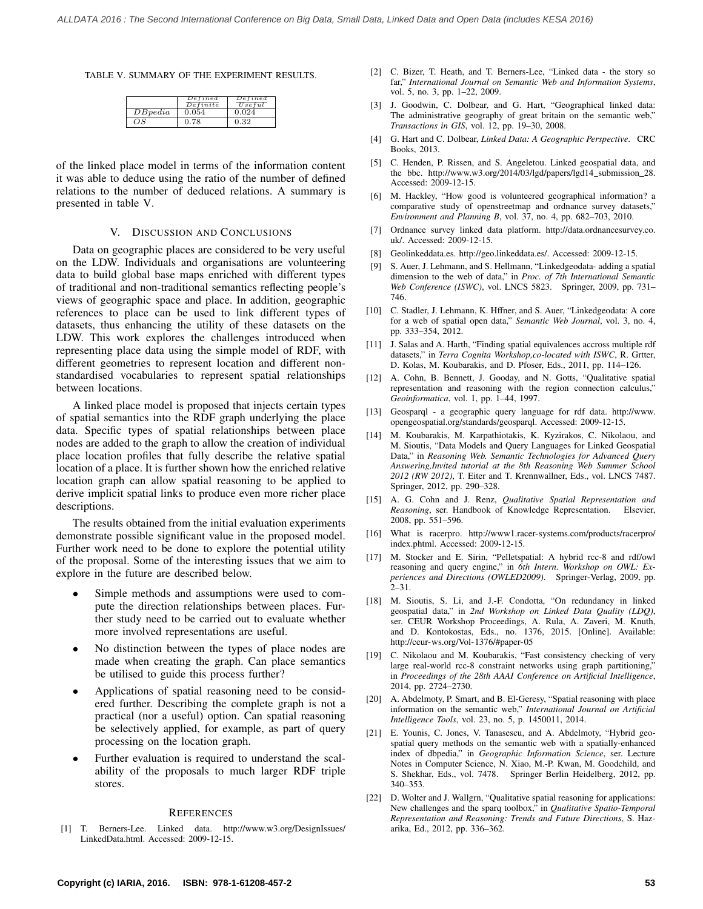TABLE V. SUMMARY OF THE EXPERIMENT RESULTS.

| | $\frac{Defined}{Definite}$ | $\frac{Defined}{Useful}$ |
|---|---|---|
| $DBpedia$ | 0.054 | 0.024 |
| $OS$ | 0.78 | 0.32 |

of the linked place model in terms of the information content it was able to deduce using the ratio of the number of defined relations to the number of deduced relations. A summary is presented in table V.

## V. DISCUSSION AND CONCLUSIONS

Data on geographic places are considered to be very useful on the LDW. Individuals and organisations are volunteering data to build global base maps enriched with different types of traditional and non-traditional semantics reflecting people's views of geographic space and place. In addition, geographic references to place can be used to link different types of datasets, thus enhancing the utility of these datasets on the LDW. This work explores the challenges introduced when representing place data using the simple model of RDF, with different geometries to represent location and different non-standardised vocabularies to represent spatial relationships between locations.

A linked place model is proposed that injects certain types of spatial semantics into the RDF graph underlying the place data. Specific types of spatial relationships between place nodes are added to the graph to allow the creation of individual place location profiles that fully describe the relative spatial location of a place. It is further shown how the enriched relative location graph can allow spatial reasoning to be applied to derive implicit spatial links to produce even more richer place descriptions.

The results obtained from the initial evaluation experiments demonstrate possible significant value in the proposed model. Further work need to be done to explore the potential utility of the proposal. Some of the interesting issues that we aim to explore in the future are described below.

- Simple methods and assumptions were used to compute the direction relationships between places. Further study need to be carried out to evaluate whether more involved representations are useful.
- No distinction between the types of place nodes are made when creating the graph. Can place semantics be utilised to guide this process further?
- Applications of spatial reasoning need to be considered further. Describing the complete graph is not a practical (nor a useful) option. Can spatial reasoning be selectively applied, for example, as part of query processing on the location graph.
- Further evaluation is required to understand the scalability of the proposals to much larger RDF triple stores.

## REFERENCES

[1] T. Berners-Lee. Linked data. http://www.w3.org/DesignIssues/LinkedData.html. Accessed: 2009-12-15.

[2] C. Bizer, T. Heath, and T. Berners-Lee, "Linked data - the story so far," *International Journal on Semantic Web and Information Systems*, vol. 5, no. 3, pp. 1–22, 2009.

[3] J. Goodwin, C. Dolbear, and G. Hart, "Geographical linked data: The administrative geography of great britain on the semantic web," *Transactions in GIS*, vol. 12, pp. 19–30, 2008.

[4] G. Hart and C. Dolbear, *Linked Data: A Geographic Perspective*. CRC Books, 2013.

[5] C. Henden, P. Rissen, and S. Angeletou. Linked geospatial data, and the bbc. http://www.w3.org/2014/03/lgd/papers/lgd14_submission_28. Accessed: 2009-12-15.

[6] M. Hackley, "How good is volunteered geographical information? a comparative study of openstreetmap and ordnance survey datasets," *Environment and Planning B*, vol. 37, no. 4, pp. 682–703, 2010.

[7] Ordnance survey linked data platform. http://data.ordnancesurvey.co.uk/. Accessed: 2009-12-15.

[8] Geolinkeddata.es. http://geo.linkeddata.es/. Accessed: 2009-12-15.

[9] S. Auer, J. Lehmann, and S. Hellmann, "Linkedgeodata- adding a spatial dimension to the web of data," in *Proc. of 7th International Semantic Web Conference (ISWC)*, vol. LNCS 5823. Springer, 2009, pp. 731–746.

[10] C. Stadler, J. Lehmann, K. Hffner, and S. Auer, "Linkedgeodata: A core for a web of spatial open data," *Semantic Web Journal*, vol. 3, no. 4, pp. 333–354, 2012.

[11] J. Salas and A. Harth, "Finding spatial equivalences accross multiple rdf datasets," in *Terra Cognita Workshop,co-located with ISWC*, R. Grtter, D. Kolas, M. Koubarakis, and D. Pfoser, Eds., 2011, pp. 114–126.

[12] A. Cohn, B. Bennett, J. Gooday, and N. Gotts, "Qualitative spatial representation and reasoning with the region connection calculus," *Geoinformatica*, vol. 1, pp. 1–44, 1997.

[13] Geosparql - a geographic query language for rdf data. http://www.opengeospatial.org/standards/geosparql. Accessed: 2009-12-15.

[14] M. Koubarakis, M. Karpathiotakis, K. Kyzirakos, C. Nikolaou, and M. Sioutis, "Data Models and Query Languages for Linked Geospatial Data," in *Reasoning Web. Semantic Technologies for Advanced Query Answering,Invited tutorial at the 8th Reasoning Web Summer School 2012 (RW 2012)*, T. Eiter and T. Krennwallner, Eds., vol. LNCS 7487. Springer, 2012, pp. 290–328.

[15] A. G. Cohn and J. Renz, *Qualitative Spatial Representation and Reasoning*, ser. Handbook of Knowledge Representation. Elsevier, 2008, pp. 551–596.

[16] What is racerpro. http://www1.racer-systems.com/products/racerpro/index.phtml. Accessed: 2009-12-15.

[17] M. Stocker and E. Sirin, "Pelletspatial: A hybrid rcc-8 and rdf/owl reasoning and query engine," in *6th Intern. Workshop on OWL: Experiences and Directions (OWLED2009)*. Springer-Verlag, 2009, pp. 2–31.

[18] M. Sioutis, S. Li, and J.-F. Condotta, "On redundancy in linked geospatial data," in *2nd Workshop on Linked Data Quality (LDQ)*, ser. CEUR Workshop Proceedings, A. Rula, A. Zaveri, M. Knuth, and D. Kontokostas, Eds., no. 1376, 2015. [Online]. Available: http://ceur-ws.org/Vol-1376/#paper-05

[19] C. Nikolaou and M. Koubarakis, "Fast consistency checking of very large real-world rcc-8 constraint networks using graph partitioning," in *Proceedings of the 28th AAAI Conference on Artificial Intelligence*, 2014, pp. 2724–2730.

[20] A. Abdelmoty, P. Smart, and B. El-Geresy, "Spatial reasoning with place information on the semantic web," *International Journal on Artificial Intelligence Tools*, vol. 23, no. 5, p. 1450011, 2014.

[21] E. Younis, C. Jones, V. Tanasescu, and A. Abdelmoty, "Hybrid geo-spatial query methods on the semantic web with a spatially-enhanced index of dbpedia," in *Geographic Information Science*, ser. Lecture Notes in Computer Science, N. Xiao, M.-P. Kwan, M. Goodchild, and S. Shekhar, Eds., vol. 7478. Springer Berlin Heidelberg, 2012, pp. 340–353.

[22] D. Wolter and J. Wallgrn, "Qualitative spatial reasoning for applications: New challenges and the sparq toolbox," in *Qualitative Spatio-Temporal Representation and Reasoning: Trends and Future Directions*, S. Hazarika, Ed., 2012, pp. 336–362.